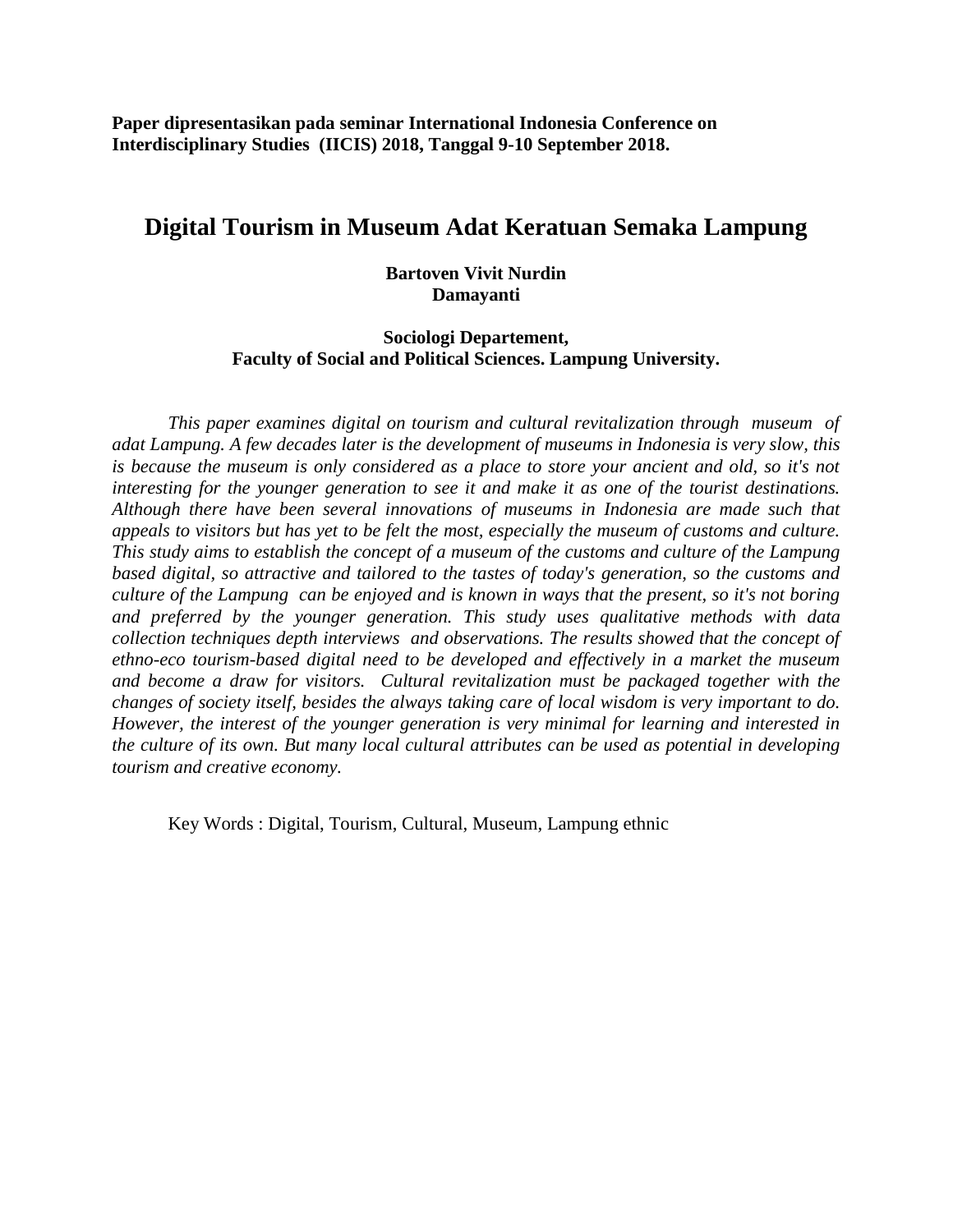**Paper dipresentasikan pada seminar International Indonesia Conference on Interdisciplinary Studies (IICIS) 2018, Tanggal 9-10 September 2018.**

# Digital Tourism in Museum Adat Keratuan Semaka Lampung

**Bartoven Vivit Nurdin**
**Damayanti**

**Sociologi Departement,**
**Faculty of Social and Political Sciences. Lampung University.**

*This paper examines digital on tourism and cultural revitalization through museum of adat Lampung. A few decades later is the development of museums in Indonesia is very slow, this is because the museum is only considered as a place to store your ancient and old, so it's not interesting for the younger generation to see it and make it as one of the tourist destinations. Although there have been several innovations of museums in Indonesia are made such that appeals to visitors but has yet to be felt the most, especially the museum of customs and culture. This study aims to establish the concept of a museum of the customs and culture of the Lampung based digital, so attractive and tailored to the tastes of today's generation, so the customs and culture of the Lampung can be enjoyed and is known in ways that the present, so it's not boring and preferred by the younger generation. This study uses qualitative methods with data collection techniques depth interviews and observations. The results showed that the concept of ethno-eco tourism-based digital need to be developed and effectively in a market the museum and become a draw for visitors. Cultural revitalization must be packaged together with the changes of society itself, besides the always taking care of local wisdom is very important to do. However, the interest of the younger generation is very minimal for learning and interested in the culture of its own. But many local cultural attributes can be used as potential in developing tourism and creative economy.*

Key Words : Digital, Tourism, Cultural, Museum, Lampung ethnic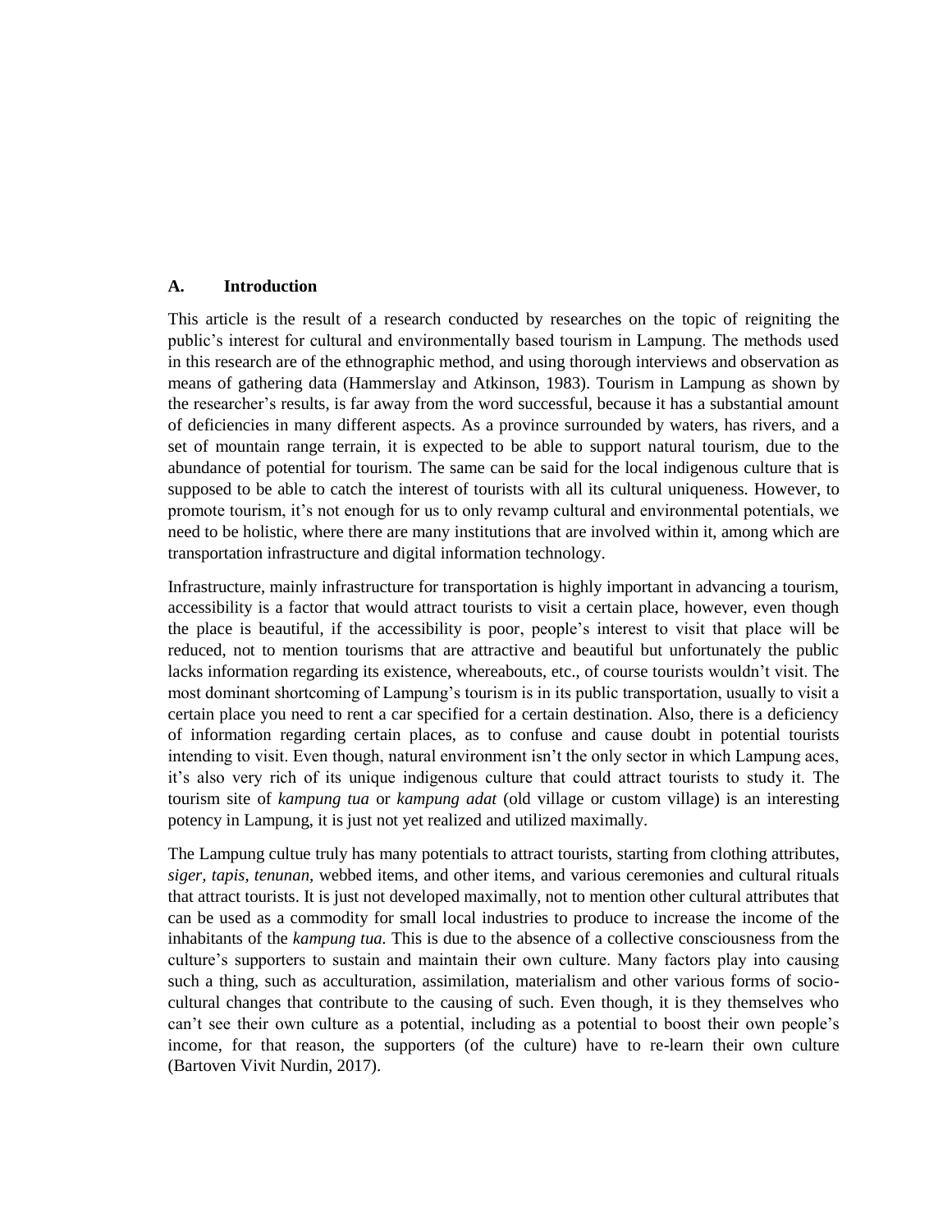## A. Introduction

This article is the result of a research conducted by researches on the topic of reigniting the public's interest for cultural and environmentally based tourism in Lampung. The methods used in this research are of the ethnographic method, and using thorough interviews and observation as means of gathering data (Hammerslay and Atkinson, 1983). Tourism in Lampung as shown by the researcher's results, is far away from the word successful, because it has a substantial amount of deficiencies in many different aspects. As a province surrounded by waters, has rivers, and a set of mountain range terrain, it is expected to be able to support natural tourism, due to the abundance of potential for tourism. The same can be said for the local indigenous culture that is supposed to be able to catch the interest of tourists with all its cultural uniqueness. However, to promote tourism, it's not enough for us to only revamp cultural and environmental potentials, we need to be holistic, where there are many institutions that are involved within it, among which are transportation infrastructure and digital information technology.

Infrastructure, mainly infrastructure for transportation is highly important in advancing a tourism, accessibility is a factor that would attract tourists to visit a certain place, however, even though the place is beautiful, if the accessibility is poor, people's interest to visit that place will be reduced, not to mention tourisms that are attractive and beautiful but unfortunately the public lacks information regarding its existence, whereabouts, etc., of course tourists wouldn't visit. The most dominant shortcoming of Lampung's tourism is in its public transportation, usually to visit a certain place you need to rent a car specified for a certain destination. Also, there is a deficiency of information regarding certain places, as to confuse and cause doubt in potential tourists intending to visit. Even though, natural environment isn't the only sector in which Lampung aces, it's also very rich of its unique indigenous culture that could attract tourists to study it. The tourism site of *kampung tua* or *kampung adat* (old village or custom village) is an interesting potency in Lampung, it is just not yet realized and utilized maximally.

The Lampung cultue truly has many potentials to attract tourists, starting from clothing attributes, *siger, tapis, tenunan,* webbed items, and other items, and various ceremonies and cultural rituals that attract tourists. It is just not developed maximally, not to mention other cultural attributes that can be used as a commodity for small local industries to produce to increase the income of the inhabitants of the *kampung tua.* This is due to the absence of a collective consciousness from the culture's supporters to sustain and maintain their own culture. Many factors play into causing such a thing, such as acculturation, assimilation, materialism and other various forms of socio-cultural changes that contribute to the causing of such. Even though, it is they themselves who can't see their own culture as a potential, including as a potential to boost their own people's income, for that reason, the supporters (of the culture) have to re-learn their own culture (Bartoven Vivit Nurdin, 2017).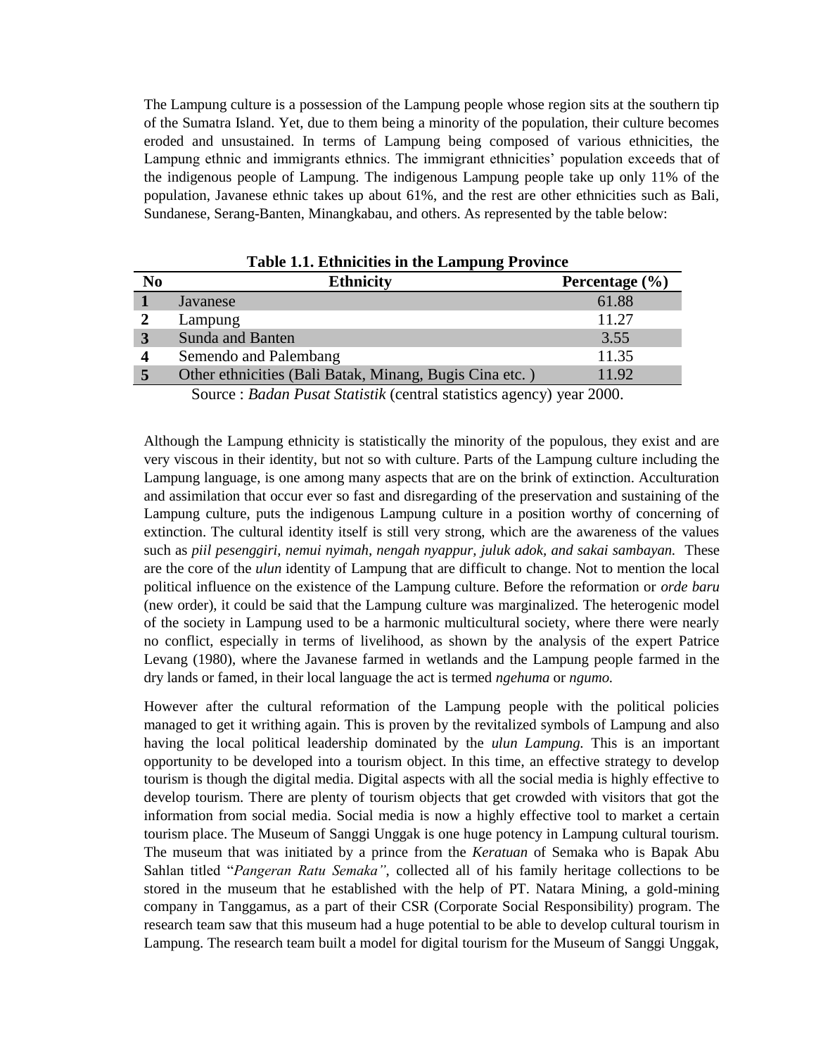The Lampung culture is a possession of the Lampung people whose region sits at the southern tip of the Sumatra Island. Yet, due to them being a minority of the population, their culture becomes eroded and unsustained. In terms of Lampung being composed of various ethnicities, the Lampung ethnic and immigrants ethnics. The immigrant ethnicities' population exceeds that of the indigenous people of Lampung. The indigenous Lampung people take up only 11% of the population, Javanese ethnic takes up about 61%, and the rest are other ethnicities such as Bali, Sundanese, Serang-Banten, Minangkabau, and others. As represented by the table below:

**Table 1.1. Ethnicities in the Lampung Province**

| No | Ethnicity | Percentage (%) |
|---|---|---|
| 1 | Javanese | 61.88 |
| 2 | Lampung | 11.27 |
| 3 | Sunda and Banten | 3.55 |
| 4 | Semendo and Palembang | 11.35 |
| 5 | Other ethnicities (Bali Batak, Minang, Bugis Cina etc. ) | 11.92 |

Source : *Badan Pusat Statistik* (central statistics agency) year 2000.

Although the Lampung ethnicity is statistically the minority of the populous, they exist and are very viscous in their identity, but not so with culture. Parts of the Lampung culture including the Lampung language, is one among many aspects that are on the brink of extinction. Acculturation and assimilation that occur ever so fast and disregarding of the preservation and sustaining of the Lampung culture, puts the indigenous Lampung culture in a position worthy of concerning of extinction. The cultural identity itself is still very strong, which are the awareness of the values such as *piil pesenggiri, nemui nyimah, nengah nyappur, juluk adok, and sakai sambayan.* These are the core of the *ulun* identity of Lampung that are difficult to change. Not to mention the local political influence on the existence of the Lampung culture. Before the reformation or *orde baru* (new order), it could be said that the Lampung culture was marginalized. The heterogenic model of the society in Lampung used to be a harmonic multicultural society, where there were nearly no conflict, especially in terms of livelihood, as shown by the analysis of the expert Patrice Levang (1980), where the Javanese farmed in wetlands and the Lampung people farmed in the dry lands or famed, in their local language the act is termed *ngehuma* or *ngumo.*

However after the cultural reformation of the Lampung people with the political policies managed to get it writhing again. This is proven by the revitalized symbols of Lampung and also having the local political leadership dominated by the *ulun Lampung.* This is an important opportunity to be developed into a tourism object. In this time, an effective strategy to develop tourism is though the digital media. Digital aspects with all the social media is highly effective to develop tourism. There are plenty of tourism objects that get crowded with visitors that got the information from social media. Social media is now a highly effective tool to market a certain tourism place. The Museum of Sanggi Unggak is one huge potency in Lampung cultural tourism. The museum that was initiated by a prince from the *Keratuan* of Semaka who is Bapak Abu Sahlan titled "*Pangeran Ratu Semaka"*, collected all of his family heritage collections to be stored in the museum that he established with the help of PT. Natara Mining, a gold-mining company in Tanggamus, as a part of their CSR (Corporate Social Responsibility) program. The research team saw that this museum had a huge potential to be able to develop cultural tourism in Lampung. The research team built a model for digital tourism for the Museum of Sanggi Unggak,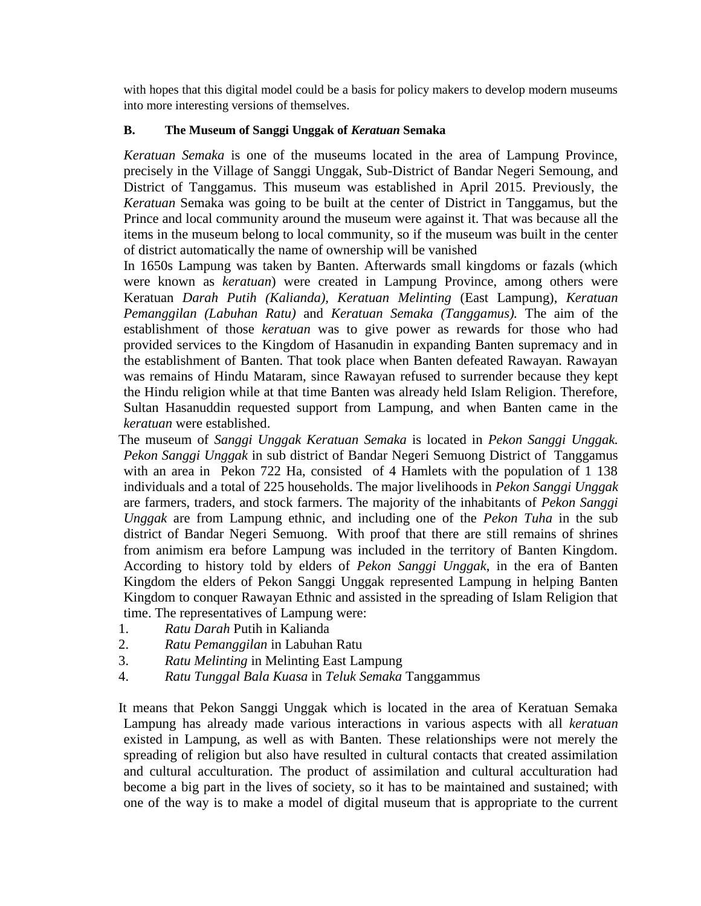with hopes that this digital model could be a basis for policy makers to develop modern museums into more interesting versions of themselves.

### B. The Museum of Sanggi Unggak of *Keratuan* Semaka

*Keratuan Semaka* is one of the museums located in the area of Lampung Province, precisely in the Village of Sanggi Unggak, Sub-District of Bandar Negeri Semoung, and District of Tanggamus. This museum was established in April 2015. Previously, the *Keratuan* Semaka was going to be built at the center of District in Tanggamus, but the Prince and local community around the museum were against it. That was because all the items in the museum belong to local community, so if the museum was built in the center of district automatically the name of ownership will be vanished

In 1650s Lampung was taken by Banten. Afterwards small kingdoms or fazals (which were known as *keratuan*) were created in Lampung Province, among others were Keratuan *Darah Putih (Kalianda), Keratuan Melinting* (East Lampung), *Keratuan Pemanggilan (Labuhan Ratu)* and *Keratuan Semaka (Tanggamus).* The aim of the establishment of those *keratuan* was to give power as rewards for those who had provided services to the Kingdom of Hasanudin in expanding Banten supremacy and in the establishment of Banten. That took place when Banten defeated Rawayan. Rawayan was remains of Hindu Mataram, since Rawayan refused to surrender because they kept the Hindu religion while at that time Banten was already held Islam Religion. Therefore, Sultan Hasanuddin requested support from Lampung, and when Banten came in the *keratuan* were established.

The museum of *Sanggi Unggak Keratuan Semaka* is located in *Pekon Sanggi Unggak. Pekon Sanggi Unggak* in sub district of Bandar Negeri Semuong District of Tanggamus with an area in Pekon 722 Ha, consisted of 4 Hamlets with the population of 1 138 individuals and a total of 225 households. The major livelihoods in *Pekon Sanggi Unggak* are farmers, traders, and stock farmers. The majority of the inhabitants of *Pekon Sanggi Unggak* are from Lampung ethnic, and including one of the *Pekon Tuha* in the sub district of Bandar Negeri Semuong. With proof that there are still remains of shrines from animism era before Lampung was included in the territory of Banten Kingdom. According to history told by elders of *Pekon Sanggi Unggak*, in the era of Banten Kingdom the elders of Pekon Sanggi Unggak represented Lampung in helping Banten Kingdom to conquer Rawayan Ethnic and assisted in the spreading of Islam Religion that time. The representatives of Lampung were:

1. *Ratu Darah* Putih in Kalianda
2. *Ratu Pemanggilan* in Labuhan Ratu
3. *Ratu Melinting* in Melinting East Lampung
4. *Ratu Tunggal Bala Kuasa* in *Teluk Semaka* Tanggammus

It means that Pekon Sanggi Unggak which is located in the area of Keratuan Semaka Lampung has already made various interactions in various aspects with all *keratuan* existed in Lampung, as well as with Banten. These relationships were not merely the spreading of religion but also have resulted in cultural contacts that created assimilation and cultural acculturation. The product of assimilation and cultural acculturation had become a big part in the lives of society, so it has to be maintained and sustained; with one of the way is to make a model of digital museum that is appropriate to the current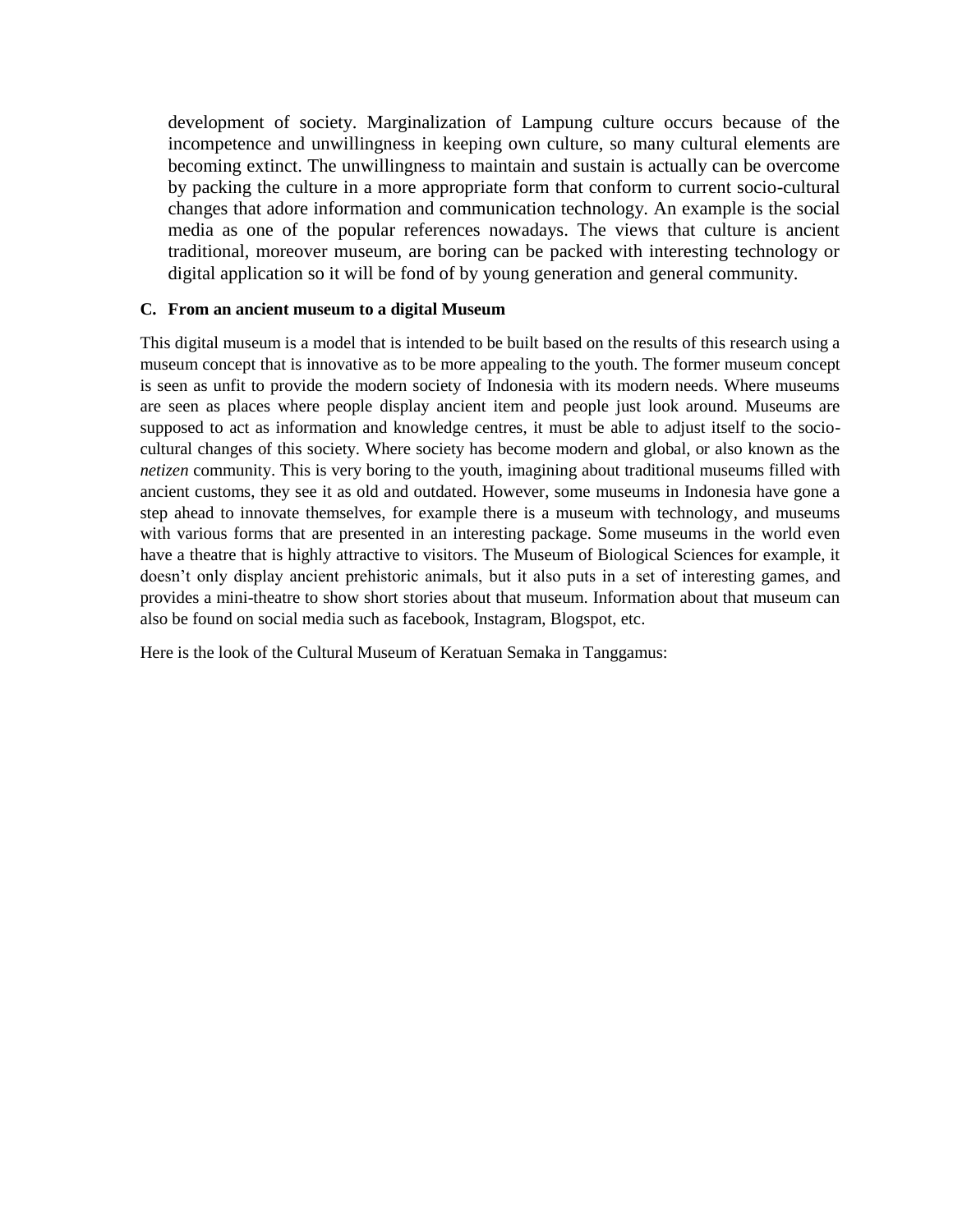development of society. Marginalization of Lampung culture occurs because of the incompetence and unwillingness in keeping own culture, so many cultural elements are becoming extinct. The unwillingness to maintain and sustain is actually can be overcome by packing the culture in a more appropriate form that conform to current socio-cultural changes that adore information and communication technology. An example is the social media as one of the popular references nowadays. The views that culture is ancient traditional, moreover museum, are boring can be packed with interesting technology or digital application so it will be fond of by young generation and general community.

### C. From an ancient museum to a digital Museum

This digital museum is a model that is intended to be built based on the results of this research using a museum concept that is innovative as to be more appealing to the youth. The former museum concept is seen as unfit to provide the modern society of Indonesia with its modern needs. Where museums are seen as places where people display ancient item and people just look around. Museums are supposed to act as information and knowledge centres, it must be able to adjust itself to the socio-cultural changes of this society. Where society has become modern and global, or also known as the *netizen* community. This is very boring to the youth, imagining about traditional museums filled with ancient customs, they see it as old and outdated. However, some museums in Indonesia have gone a step ahead to innovate themselves, for example there is a museum with technology, and museums with various forms that are presented in an interesting package. Some museums in the world even have a theatre that is highly attractive to visitors. The Museum of Biological Sciences for example, it doesn't only display ancient prehistoric animals, but it also puts in a set of interesting games, and provides a mini-theatre to show short stories about that museum. Information about that museum can also be found on social media such as facebook, Instagram, Blogspot, etc.

Here is the look of the Cultural Museum of Keratuan Semaka in Tanggamus: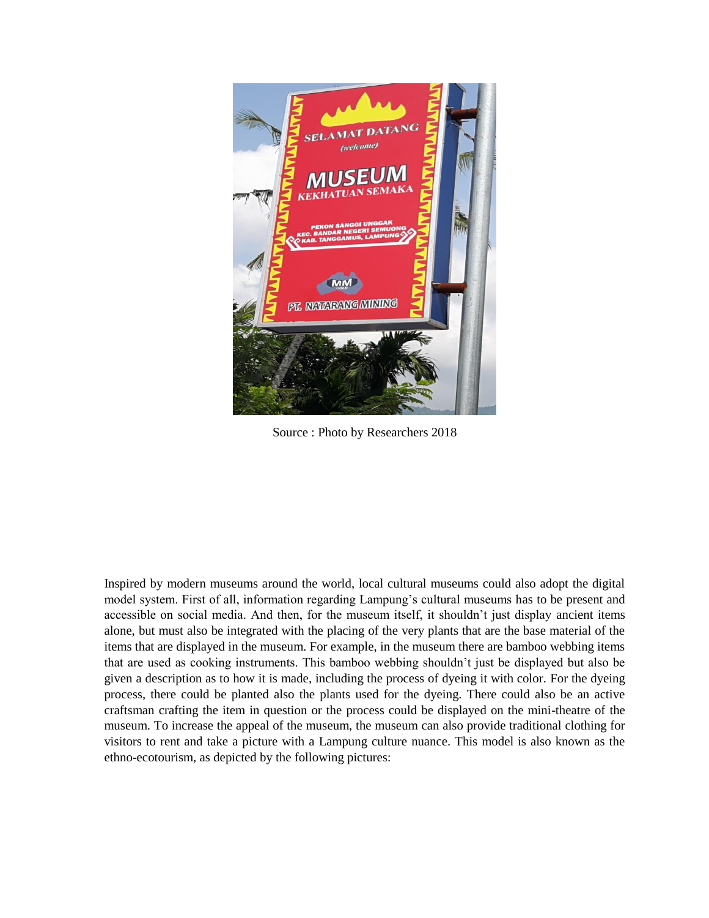Source : Photo by Researchers 2018

Inspired by modern museums around the world, local cultural museums could also adopt the digital model system. First of all, information regarding Lampung's cultural museums has to be present and accessible on social media. And then, for the museum itself, it shouldn't just display ancient items alone, but must also be integrated with the placing of the very plants that are the base material of the items that are displayed in the museum. For example, in the museum there are bamboo webbing items that are used as cooking instruments. This bamboo webbing shouldn't just be displayed but also be given a description as to how it is made, including the process of dyeing it with color. For the dyeing process, there could be planted also the plants used for the dyeing. There could also be an active craftsman crafting the item in question or the process could be displayed on the mini-theatre of the museum. To increase the appeal of the museum, the museum can also provide traditional clothing for visitors to rent and take a picture with a Lampung culture nuance. This model is also known as the ethno-ecotourism, as depicted by the following pictures: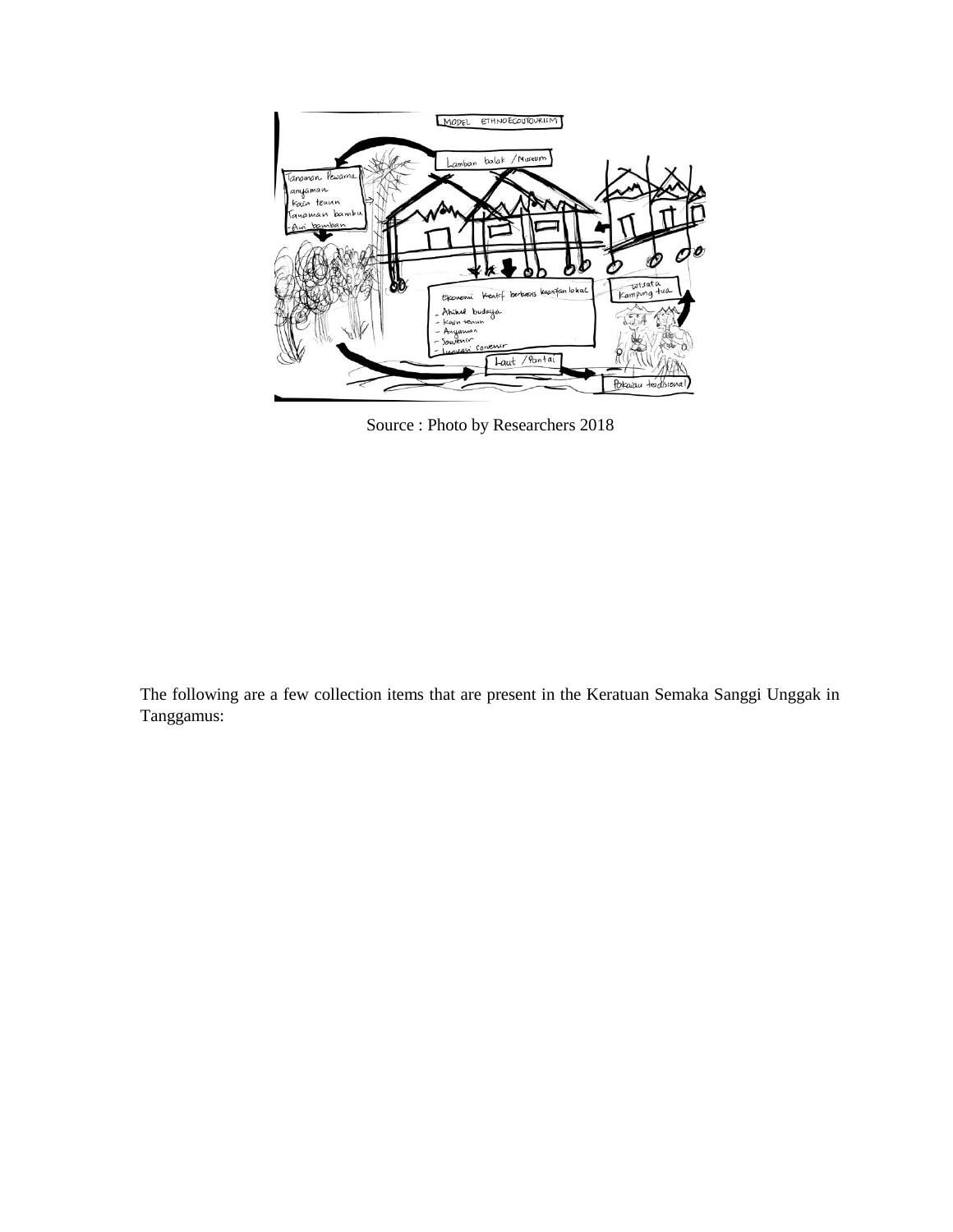Source : Photo by Researchers 2018

The following are a few collection items that are present in the Keratuan Semaka Sanggi Unggak in Tanggamus: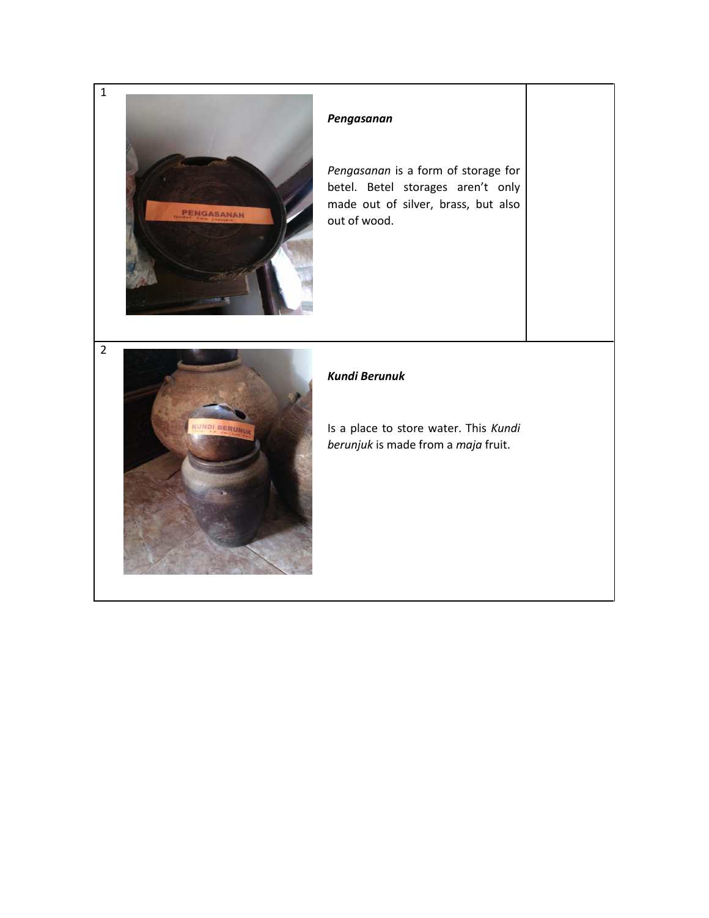| | | |
|---|---|---|
| 1 | ***Pengasanan***<br><br>*Pengasanan* is a form of storage for betel. Betel storages aren't only made out of silver, brass, but also out of wood. | |
| 2 | ***Kundi Berunuk***<br><br>Is a place to store water. This *Kundi berunjuk* is made from a *maja* fruit. | |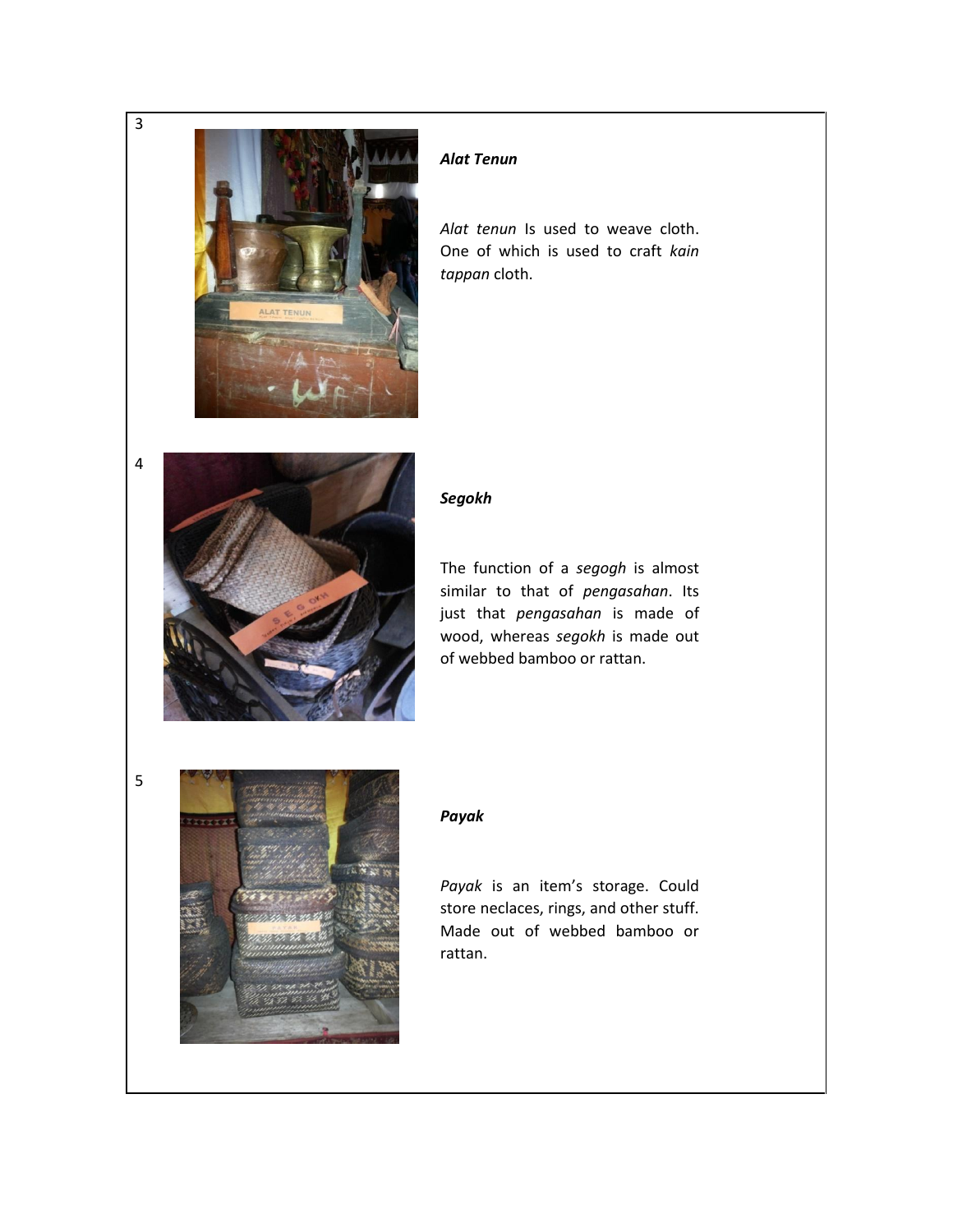| No. | Item | Description |
|---|---|---|
| 3 | | ***Alat Tenun***<br><br>*Alat tenun* Is used to weave cloth. One of which is used to craft *kain tappan* cloth. |
| 4 | | ***Segokh***<br><br>The function of a *segogh* is almost similar to that of *pengasahan*. Its just that *pengasahan* is made of wood, whereas *segokh* is made out of webbed bamboo or rattan. |
| 5 | | ***Payak***<br><br>*Payak* is an item's storage. Could store neclaces, rings, and other stuff. Made out of webbed bamboo or rattan. |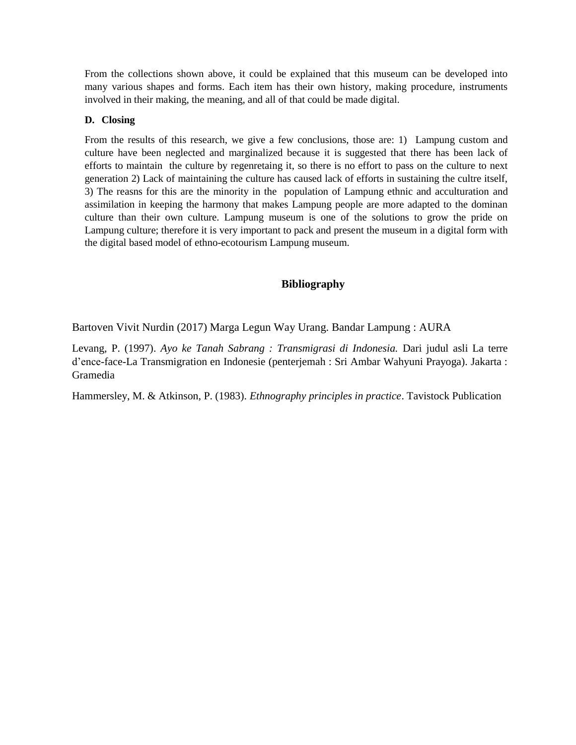From the collections shown above, it could be explained that this museum can be developed into many various shapes and forms. Each item has their own history, making procedure, instruments involved in their making, the meaning, and all of that could be made digital.

**D. Closing**

From the results of this research, we give a few conclusions, those are: 1) Lampung custom and culture have been neglected and marginalized because it is suggested that there has been lack of efforts to maintain the culture by regenretaing it, so there is no effort to pass on the culture to next generation 2) Lack of maintaining the culture has caused lack of efforts in sustaining the cultre itself, 3) The reasns for this are the minority in the population of Lampung ethnic and acculturation and assimilation in keeping the harmony that makes Lampung people are more adapted to the dominan culture than their own culture. Lampung museum is one of the solutions to grow the pride on Lampung culture; therefore it is very important to pack and present the museum in a digital form with the digital based model of ethno-ecotourism Lampung museum.

## Bibliography

Bartoven Vivit Nurdin (2017) Marga Legun Way Urang. Bandar Lampung : AURA

Levang, P. (1997). *Ayo ke Tanah Sabrang : Transmigrasi di Indonesia.* Dari judul asli La terre d'ence-face-La Transmigration en Indonesie (penterjemah : Sri Ambar Wahyuni Prayoga). Jakarta : Gramedia

Hammersley, M. & Atkinson, P. (1983). *Ethnography principles in practice*. Tavistock Publication